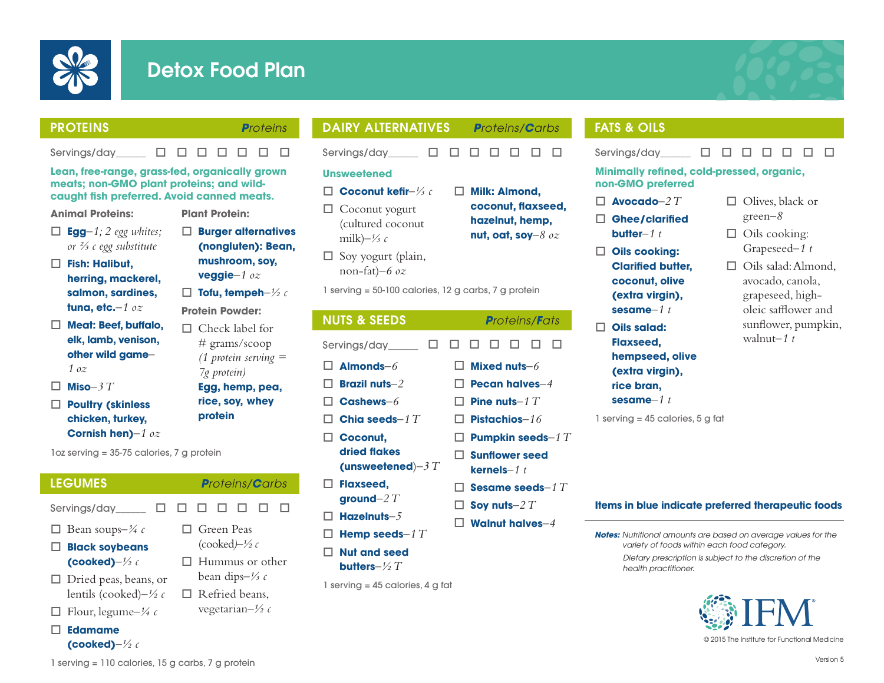# Detox Food Plan

## PROTEINS — *Proteins*

Servings/day_____ ☐ ☐ ☐ ☐ ☐ ☐ ☐

**Lean, free-range, grass-fed, organically grown meats; non-GMO plant proteins; and wild-caught fish preferred. Avoid canned meats.**

**Animal Proteins:**

- ☐ **Egg**–*1; 2 egg whites; or ⅔ c egg substitute*
- ☐ **Fish: Halibut, herring, mackerel, salmon, sardines, tuna, etc.**–*1 oz*
- ☐ **Meat: Beef, buffalo, elk, lamb, venison, other wild game**–*1 oz*
- ☐ **Miso**–*3 T*
- ☐ **Poultry (skinless chicken, turkey, Cornish hen)**–*1 oz*

**Plant Protein:**

- ☐ **Burger alternatives (nongluten): Bean, mushroom, soy, veggie**–*1 oz*
- ☐ **Tofu, tempeh**–*½ c*

**Protein Powder:**

- ☐ Check label for # grams/scoop *(1 protein serving = 7g protein)* **Egg, hemp, pea, rice, soy, whey protein**

1oz serving = 35-75 calories, 7 g protein

## LEGUMES — *Proteins/Carbs*

Servings/day_____ ☐ ☐ ☐ ☐ ☐ ☐ ☐

- ☐ Bean soups–*¾ c*
- ☐ **Black soybeans (cooked)**–*½ c*
- ☐ Dried peas, beans, or lentils (cooked)–*½ c*
- ☐ Flour, legume–*¼ c*
- ☐ **Edamame (cooked)**–*½ c*
- ☐ Green Peas (cooked)–*½ c*
- ☐ Hummus or other bean dips–*⅓ c*
- ☐ Refried beans, vegetarian–*½ c*

1 serving = 110 calories, 15 g carbs, 7 g protein

## DAIRY ALTERNATIVES — *Proteins/Carbs*

Servings/day_____ ☐ ☐ ☐ ☐ ☐ ☐ ☐

**Unsweetened**

- ☐ **Coconut kefir**–*⅓ c*
- ☐ Coconut yogurt (cultured coconut milk)–*⅓ c*
- ☐ Soy yogurt (plain, non-fat)–*6 oz*
- ☐ **Milk: Almond, coconut, flaxseed, hazelnut, hemp, nut, oat, soy**–*8 oz*

1 serving = 50-100 calories, 12 g carbs, 7 g protein

## NUTS & SEEDS — *Proteins/Fats*

Servings/day_____ ☐ ☐ ☐ ☐ ☐ ☐ ☐

- ☐ **Almonds**–*6*
- ☐ **Brazil nuts**–*2*
- ☐ **Cashews**–*6*
- ☐ **Chia seeds**–*1 T*
- ☐ **Coconut, dried flakes (unsweetened)**–*3 T*
- ☐ **Flaxseed, ground**–*2 T*
- ☐ **Hazelnuts**–*5*
- ☐ **Hemp seeds**–*1 T*
- ☐ **Nut and seed butters**–*½ T*
- ☐ **Mixed nuts**–*6*
- ☐ **Pecan halves**–*4*
- ☐ **Pine nuts**–*1 T*
- ☐ **Pistachios**–*16*
- ☐ **Pumpkin seeds**–*1 T*
- ☐ **Sunflower seed kernels**–*1 t*
- ☐ **Sesame seeds**–*1 T*
- ☐ **Soy nuts**–*2 T*
- ☐ **Walnut halves**–*4*

1 serving = 45 calories, 4 g fat

## FATS & OILS

Servings/day_____ ☐ ☐ ☐ ☐ ☐ ☐ ☐

**Minimally refined, cold-pressed, organic, non-GMO preferred**

- ☐ **Avocado**–*2 T*
- ☐ **Ghee/clarified butter**–*1 t*
- ☐ **Oils cooking: Clarified butter, coconut, olive (extra virgin), sesame**–*1 t*
- ☐ **Oils salad: Flaxseed, hempseed, olive (extra virgin), rice bran, sesame**–*1 t*
- ☐ Olives, black or green–*8*
- ☐ Oils cooking: Grapeseed–*1 t*
- ☐ Oils salad: Almond, avocado, canola, grapeseed, high-oleic safflower and sunflower, pumpkin, walnut–*1 t*

1 serving = 45 calories, 5 g fat

**Items in blue indicate preferred therapeutic foods**

***Notes:*** *Nutritional amounts are based on average values for the variety of foods within each food category.*

*Dietary prescription is subject to the discretion of the health practitioner.*

IFM

© 2015 The Institute for Functional Medicine

Version 5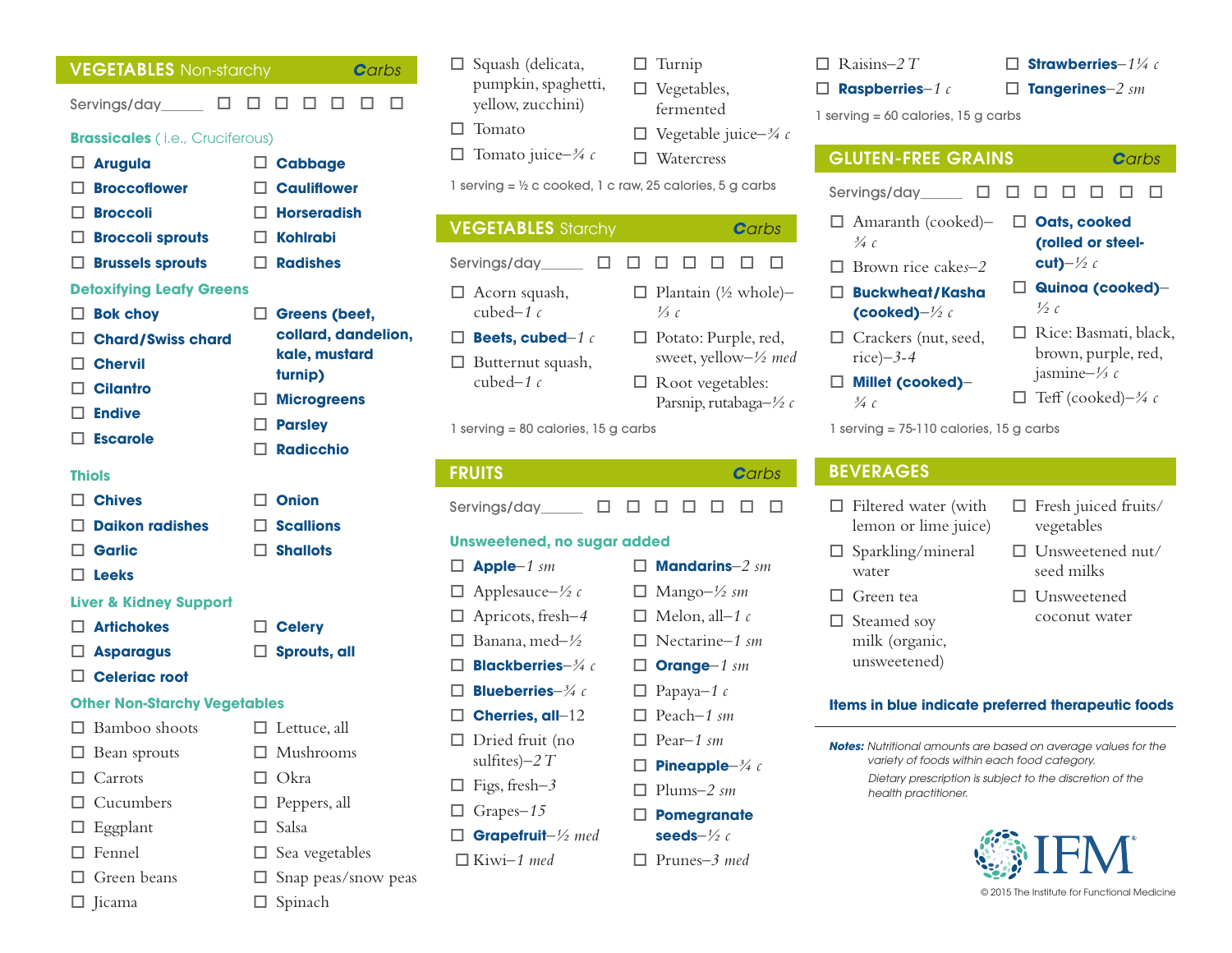## VEGETABLES Non-starchy — Carbs

Servings/day_____ ☐ ☐ ☐ ☐ ☐ ☐ ☐

### Brassicales (i.e., Cruciferous)

- ☐ **Arugula**
- ☐ **Broccoflower**
- ☐ **Broccoli**
- ☐ **Broccoli sprouts**
- ☐ **Brussels sprouts**
- ☐ **Cabbage**
- ☐ **Cauliflower**
- ☐ **Horseradish**
- ☐ **Kohlrabi**
- ☐ **Radishes**

### Detoxifying Leafy Greens

- ☐ **Bok choy**
- ☐ **Chard/Swiss chard**
- ☐ **Chervil**
- ☐ **Cilantro**
- ☐ **Endive**
- ☐ **Escarole**
- ☐ **Greens (beet, collard, dandelion, kale, mustard turnip)**
- ☐ **Microgreens**
- ☐ **Parsley**
- ☐ **Radicchio**

### Thiols

- ☐ **Chives**
- ☐ **Daikon radishes**
- ☐ **Garlic**
- ☐ **Leeks**
- ☐ **Onion**
- ☐ **Scallions**
- ☐ **Shallots**

### Liver & Kidney Support

- ☐ **Artichokes**
- ☐ **Asparagus**
- ☐ **Celeriac root**
- ☐ **Celery**
- ☐ **Sprouts, all**

### Other Non-Starchy Vegetables

- ☐ Bamboo shoots
- ☐ Bean sprouts
- ☐ Carrots
- ☐ Cucumbers
- ☐ Eggplant
- ☐ Fennel
- ☐ Green beans
- ☐ Jicama
- ☐ Lettuce, all
- ☐ Mushrooms
- ☐ Okra
- ☐ Peppers, all
- ☐ Salsa
- ☐ Sea vegetables
- ☐ Snap peas/snow peas
- ☐ Spinach
- ☐ Squash (delicata, pumpkin, spaghetti, yellow, zucchini)
- ☐ Tomato
- ☐ Tomato juice–*¾ c*
- ☐ Turnip
- ☐ Vegetables, fermented
- ☐ Vegetable juice–*¾ c*
- ☐ Watercress

1 serving = ½ c cooked, 1 c raw, 25 calories, 5 g carbs

## VEGETABLES Starchy — Carbs

Servings/day_____ ☐ ☐ ☐ ☐ ☐ ☐ ☐

- ☐ Acorn squash, cubed–*1 c*
- ☐ **Beets, cubed**–*1 c*
- ☐ Butternut squash, cubed–*1 c*
- ☐ Plantain (½ whole)–*⅓ c*
- ☐ Potato: Purple, red, sweet, yellow–*½ med*
- ☐ Root vegetables: Parsnip, rutabaga–*½ c*

1 serving = 80 calories, 15 g carbs

## FRUITS — Carbs

Servings/day_____ ☐ ☐ ☐ ☐ ☐ ☐ ☐

### Unsweetened, no sugar added

- ☐ **Apple**–*1 sm*
- ☐ Applesauce–*½ c*
- ☐ Apricots, fresh–*4*
- ☐ Banana, med–*½*
- ☐ **Blackberries**–*¾ c*
- ☐ **Blueberries**–*¾ c*
- ☐ **Cherries, all**–12
- ☐ Dried fruit (no sulfites)–*2 T*
- ☐ Figs, fresh–*3*
- ☐ Grapes–*15*
- ☐ **Grapefruit**–*½ med*
- ☐ Kiwi–*1 med*
- ☐ **Mandarins**–*2 sm*
- ☐ Mango–*½ sm*
- ☐ Melon, all–*1 c*
- ☐ Nectarine–*1 sm*
- ☐ **Orange**–*1 sm*
- ☐ Papaya–*1 c*
- ☐ Peach–*1 sm*
- ☐ Pear–*1 sm*
- ☐ **Pineapple**–*¾ c*
- ☐ Plums–*2 sm*
- ☐ **Pomegranate seeds**–*½ c*
- ☐ Prunes–*3 med*
- ☐ Raisins–*2 T*
- ☐ **Raspberries**–*1 c*
- ☐ **Strawberries**–*1¼ c*
- ☐ **Tangerines**–*2 sm*

1 serving = 60 calories, 15 g carbs

## GLUTEN-FREE GRAINS — Carbs

Servings/day_____ ☐ ☐ ☐ ☐ ☐ ☐ ☐

- ☐ Amaranth (cooked)–*¾ c*
- ☐ Brown rice cakes–*2*
- ☐ **Buckwheat/Kasha (cooked)**–*½ c*
- ☐ Crackers (nut, seed, rice)–*3-4*
- ☐ **Millet (cooked)**–*¾ c*
- ☐ **Oats, cooked (rolled or steel-cut)**–*½ c*
- ☐ **Quinoa (cooked)**–*½ c*
- ☐ Rice: Basmati, black, brown, purple, red, jasmine–*⅓ c*
- ☐ Teff (cooked)–*¾ c*

1 serving = 75-110 calories, 15 g carbs

## BEVERAGES

- ☐ Filtered water (with lemon or lime juice)
- ☐ Sparkling/mineral water
- ☐ Green tea
- ☐ Steamed soy milk (organic, unsweetened)
- ☐ Fresh juiced fruits/vegetables
- ☐ Unsweetened nut/seed milks
- ☐ Unsweetened coconut water

**Items in blue indicate preferred therapeutic foods**

***Notes:*** *Nutritional amounts are based on average values for the variety of foods within each food category.*

*Dietary prescription is subject to the discretion of the health practitioner.*

IFM®

© 2015 The Institute for Functional Medicine